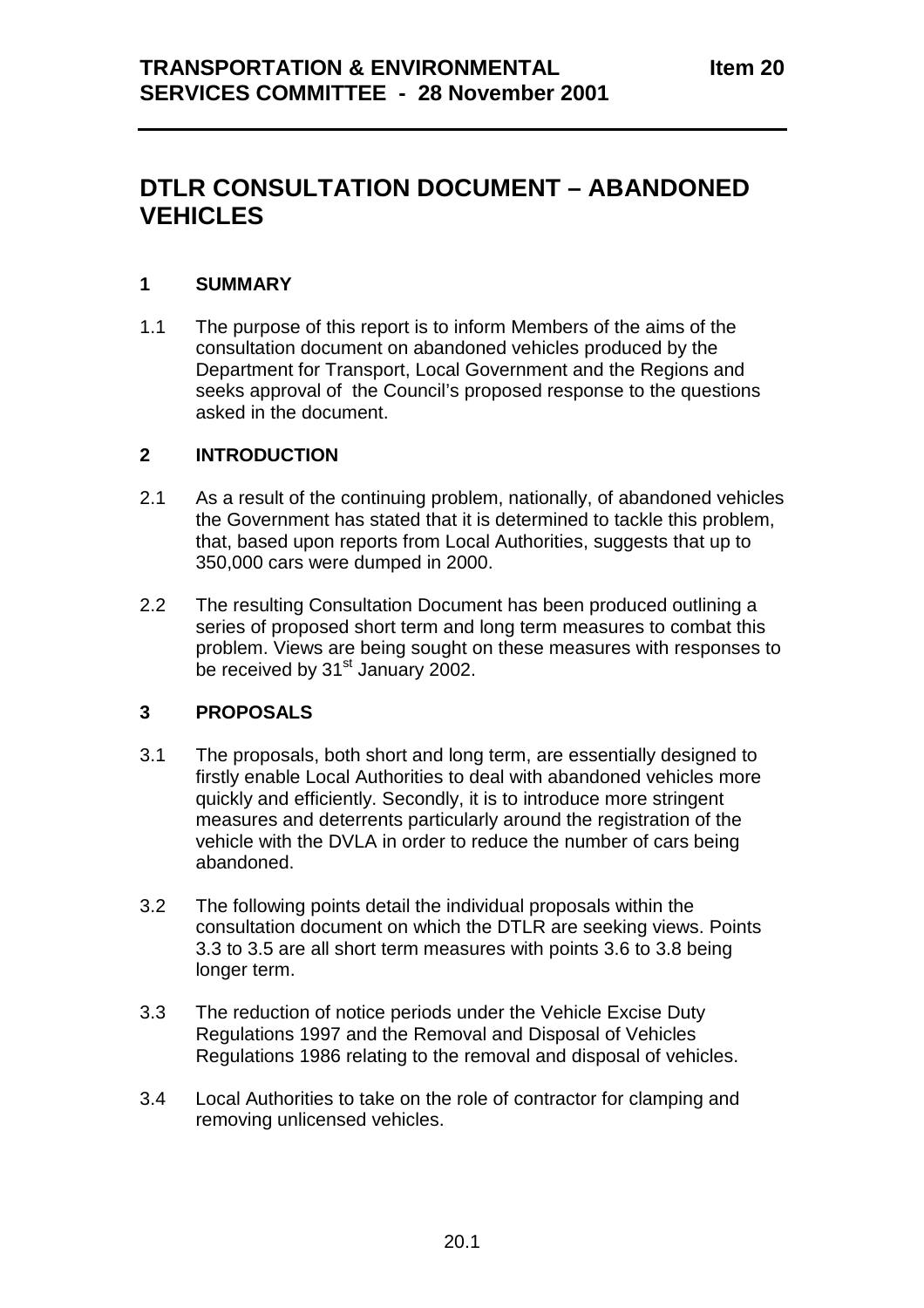**TRANSPORTATION & ENVIRONMENTAL SERVICES COMMITTEE - 28 November 2001** **Item 20**

# DTLR CONSULTATION DOCUMENT – ABANDONED VEHICLES

## 1 SUMMARY

1.1 The purpose of this report is to inform Members of the aims of the consultation document on abandoned vehicles produced by the Department for Transport, Local Government and the Regions and seeks approval of the Council's proposed response to the questions asked in the document.

## 2 INTRODUCTION

2.1 As a result of the continuing problem, nationally, of abandoned vehicles the Government has stated that it is determined to tackle this problem, that, based upon reports from Local Authorities, suggests that up to 350,000 cars were dumped in 2000.

2.2 The resulting Consultation Document has been produced outlining a series of proposed short term and long term measures to combat this problem. Views are being sought on these measures with responses to be received by 31st January 2002.

## 3 PROPOSALS

3.1 The proposals, both short and long term, are essentially designed to firstly enable Local Authorities to deal with abandoned vehicles more quickly and efficiently. Secondly, it is to introduce more stringent measures and deterrents particularly around the registration of the vehicle with the DVLA in order to reduce the number of cars being abandoned.

3.2 The following points detail the individual proposals within the consultation document on which the DTLR are seeking views. Points 3.3 to 3.5 are all short term measures with points 3.6 to 3.8 being longer term.

3.3 The reduction of notice periods under the Vehicle Excise Duty Regulations 1997 and the Removal and Disposal of Vehicles Regulations 1986 relating to the removal and disposal of vehicles.

3.4 Local Authorities to take on the role of contractor for clamping and removing unlicensed vehicles.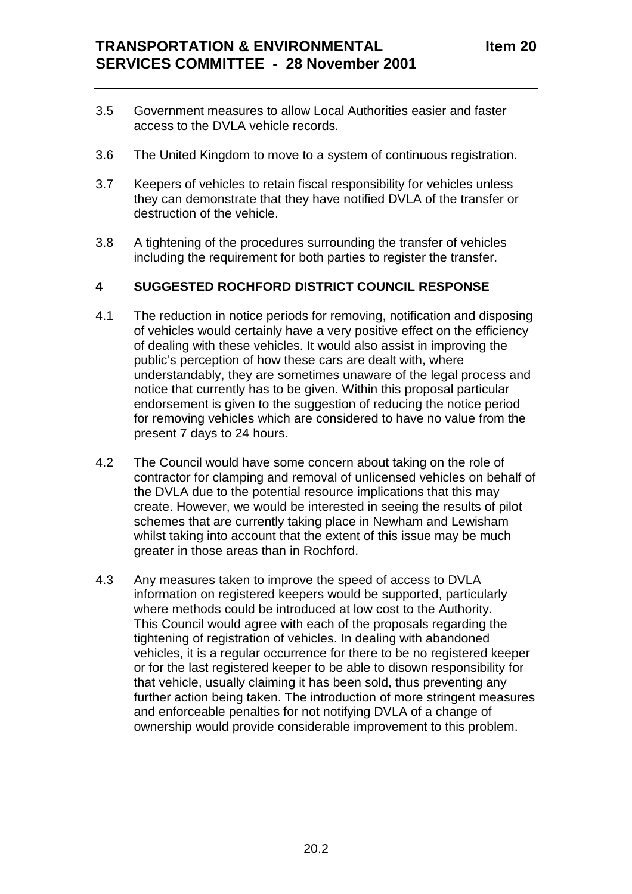3.5 Government measures to allow Local Authorities easier and faster access to the DVLA vehicle records.

3.6 The United Kingdom to move to a system of continuous registration.

3.7 Keepers of vehicles to retain fiscal responsibility for vehicles unless they can demonstrate that they have notified DVLA of the transfer or destruction of the vehicle.

3.8 A tightening of the procedures surrounding the transfer of vehicles including the requirement for both parties to register the transfer.

## 4 SUGGESTED ROCHFORD DISTRICT COUNCIL RESPONSE

4.1 The reduction in notice periods for removing, notification and disposing of vehicles would certainly have a very positive effect on the efficiency of dealing with these vehicles. It would also assist in improving the public's perception of how these cars are dealt with, where understandably, they are sometimes unaware of the legal process and notice that currently has to be given. Within this proposal particular endorsement is given to the suggestion of reducing the notice period for removing vehicles which are considered to have no value from the present 7 days to 24 hours.

4.2 The Council would have some concern about taking on the role of contractor for clamping and removal of unlicensed vehicles on behalf of the DVLA due to the potential resource implications that this may create. However, we would be interested in seeing the results of pilot schemes that are currently taking place in Newham and Lewisham whilst taking into account that the extent of this issue may be much greater in those areas than in Rochford.

4.3 Any measures taken to improve the speed of access to DVLA information on registered keepers would be supported, particularly where methods could be introduced at low cost to the Authority. This Council would agree with each of the proposals regarding the tightening of registration of vehicles. In dealing with abandoned vehicles, it is a regular occurrence for there to be no registered keeper or for the last registered keeper to be able to disown responsibility for that vehicle, usually claiming it has been sold, thus preventing any further action being taken. The introduction of more stringent measures and enforceable penalties for not notifying DVLA of a change of ownership would provide considerable improvement to this problem.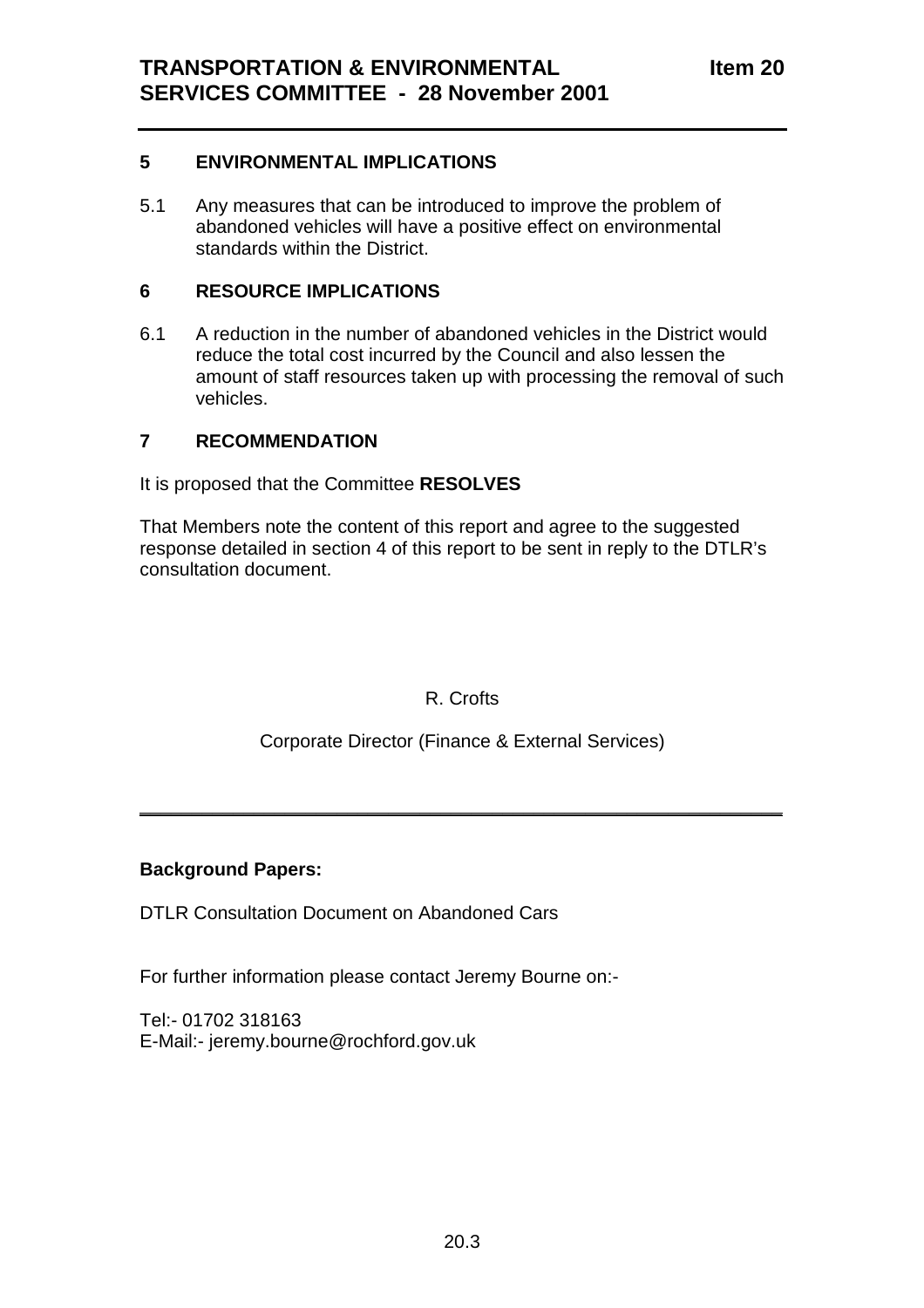## 5 ENVIRONMENTAL IMPLICATIONS

5.1 Any measures that can be introduced to improve the problem of abandoned vehicles will have a positive effect on environmental standards within the District.

## 6 RESOURCE IMPLICATIONS

6.1 A reduction in the number of abandoned vehicles in the District would reduce the total cost incurred by the Council and also lessen the amount of staff resources taken up with processing the removal of such vehicles.

## 7 RECOMMENDATION

It is proposed that the Committee **RESOLVES**

That Members note the content of this report and agree to the suggested response detailed in section 4 of this report to be sent in reply to the DTLR's consultation document.

R. Crofts

Corporate Director (Finance & External Services)

---

**Background Papers:**

DTLR Consultation Document on Abandoned Cars

For further information please contact Jeremy Bourne on:-

Tel:- 01702 318163
E-Mail:- jeremy.bourne@rochford.gov.uk